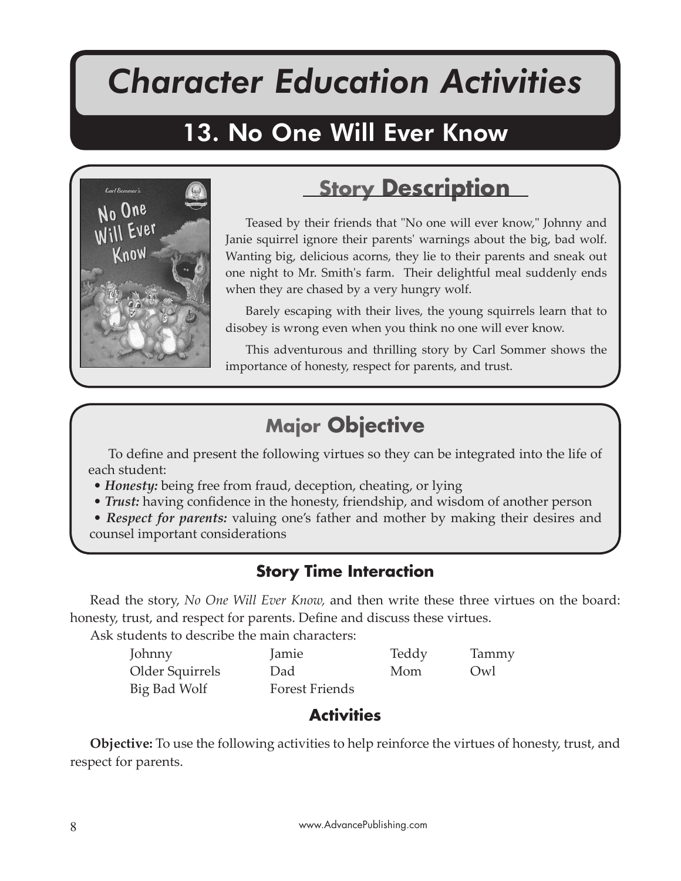# Character Education Activities

## 13. No One Will Ever Know

### Story Description

Teased by their friends that "No one will ever know," Johnny and Janie squirrel ignore their parents' warnings about the big, bad wolf. Wanting big, delicious acorns, they lie to their parents and sneak out one night to Mr. Smith's farm. Their delightful meal suddenly ends when they are chased by a very hungry wolf.

Barely escaping with their lives, the young squirrels learn that to disobey is wrong even when you think no one will ever know.

This adventurous and thrilling story by Carl Sommer shows the importance of honesty, respect for parents, and trust.

### Major Objective

To define and present the following virtues so they can be integrated into the life of each student:

- ***Honesty:*** being free from fraud, deception, cheating, or lying
- ***Trust:*** having confidence in the honesty, friendship, and wisdom of another person
- ***Respect for parents:*** valuing one's father and mother by making their desires and counsel important considerations

### Story Time Interaction

Read the story, *No One Will Ever Know,* and then write these three virtues on the board: honesty, trust, and respect for parents. Define and discuss these virtues.

Ask students to describe the main characters:

| | | | |
|---|---|---|---|
| Johnny | Jamie | Teddy | Tammy |
| Older Squirrels | Dad | Mom | Owl |
| Big Bad Wolf | Forest Friends | | |

### Activities

**Objective:** To use the following activities to help reinforce the virtues of honesty, trust, and respect for parents.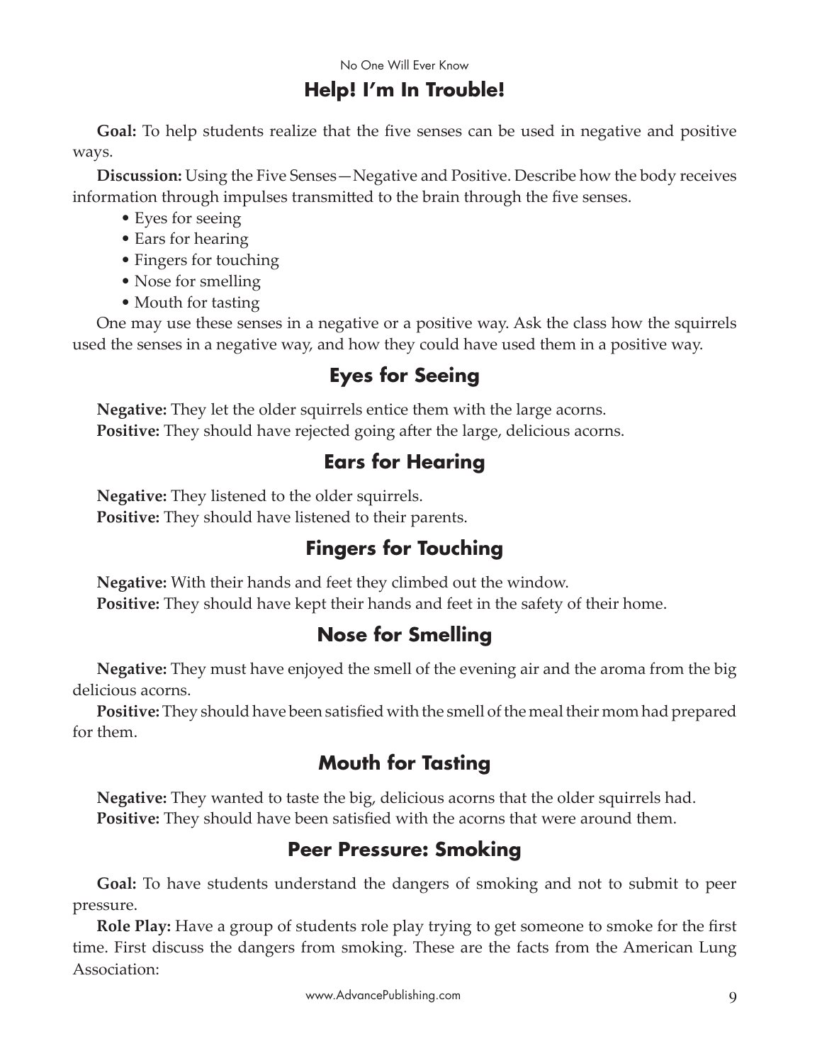## Help! I'm In Trouble!

**Goal:** To help students realize that the five senses can be used in negative and positive ways.

**Discussion:** Using the Five Senses—Negative and Positive. Describe how the body receives information through impulses transmitted to the brain through the five senses.

- Eyes for seeing
- Ears for hearing
- Fingers for touching
- Nose for smelling
- Mouth for tasting

One may use these senses in a negative or a positive way. Ask the class how the squirrels used the senses in a negative way, and how they could have used them in a positive way.

### Eyes for Seeing

**Negative:** They let the older squirrels entice them with the large acorns.

**Positive:** They should have rejected going after the large, delicious acorns.

### Ears for Hearing

**Negative:** They listened to the older squirrels.

**Positive:** They should have listened to their parents.

### Fingers for Touching

**Negative:** With their hands and feet they climbed out the window.

**Positive:** They should have kept their hands and feet in the safety of their home.

### Nose for Smelling

**Negative:** They must have enjoyed the smell of the evening air and the aroma from the big delicious acorns.

**Positive:** They should have been satisfied with the smell of the meal their mom had prepared for them.

### Mouth for Tasting

**Negative:** They wanted to taste the big, delicious acorns that the older squirrels had.

**Positive:** They should have been satisfied with the acorns that were around them.

## Peer Pressure: Smoking

**Goal:** To have students understand the dangers of smoking and not to submit to peer pressure.

**Role Play:** Have a group of students role play trying to get someone to smoke for the first time. First discuss the dangers from smoking. These are the facts from the American Lung Association: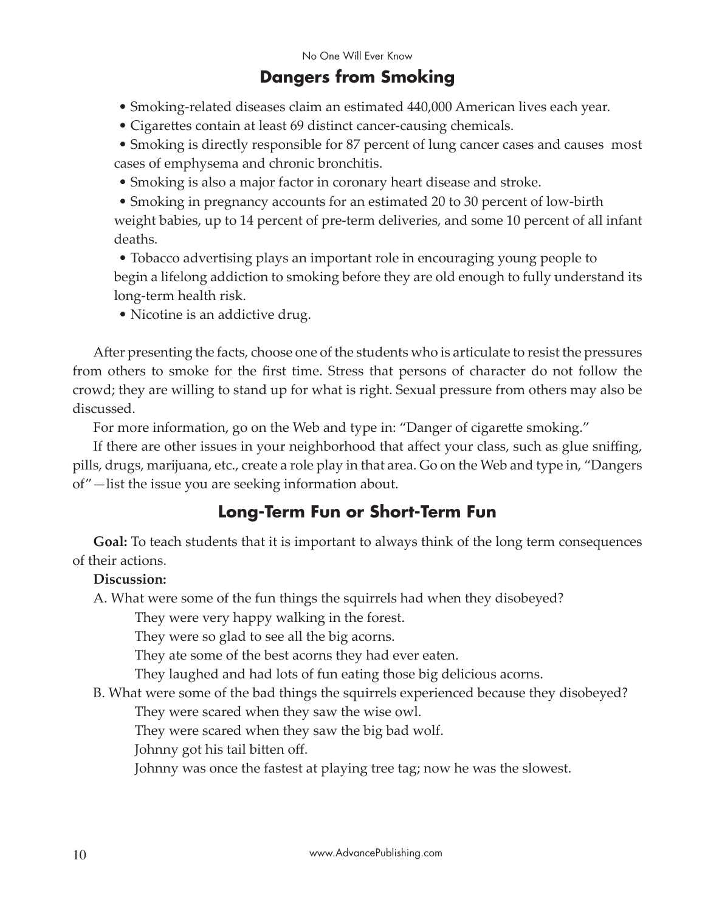## Dangers from Smoking

- Smoking-related diseases claim an estimated 440,000 American lives each year.
- Cigarettes contain at least 69 distinct cancer-causing chemicals.
- Smoking is directly responsible for 87 percent of lung cancer cases and causes most cases of emphysema and chronic bronchitis.
- Smoking is also a major factor in coronary heart disease and stroke.
- Smoking in pregnancy accounts for an estimated 20 to 30 percent of low-birth weight babies, up to 14 percent of pre-term deliveries, and some 10 percent of all infant deaths.
- Tobacco advertising plays an important role in encouraging young people to begin a lifelong addiction to smoking before they are old enough to fully understand its long-term health risk.
- Nicotine is an addictive drug.

After presenting the facts, choose one of the students who is articulate to resist the pressures from others to smoke for the first time. Stress that persons of character do not follow the crowd; they are willing to stand up for what is right. Sexual pressure from others may also be discussed.

For more information, go on the Web and type in: "Danger of cigarette smoking."

If there are other issues in your neighborhood that affect your class, such as glue sniffing, pills, drugs, marijuana, etc., create a role play in that area. Go on the Web and type in, "Dangers of"—list the issue you are seeking information about.

## Long-Term Fun or Short-Term Fun

**Goal:** To teach students that it is important to always think of the long term consequences of their actions.

**Discussion:**

A. What were some of the fun things the squirrels had when they disobeyed?

They were very happy walking in the forest.
They were so glad to see all the big acorns.
They ate some of the best acorns they had ever eaten.
They laughed and had lots of fun eating those big delicious acorns.

B. What were some of the bad things the squirrels experienced because they disobeyed?

They were scared when they saw the wise owl.
They were scared when they saw the big bad wolf.
Johnny got his tail bitten off.
Johnny was once the fastest at playing tree tag; now he was the slowest.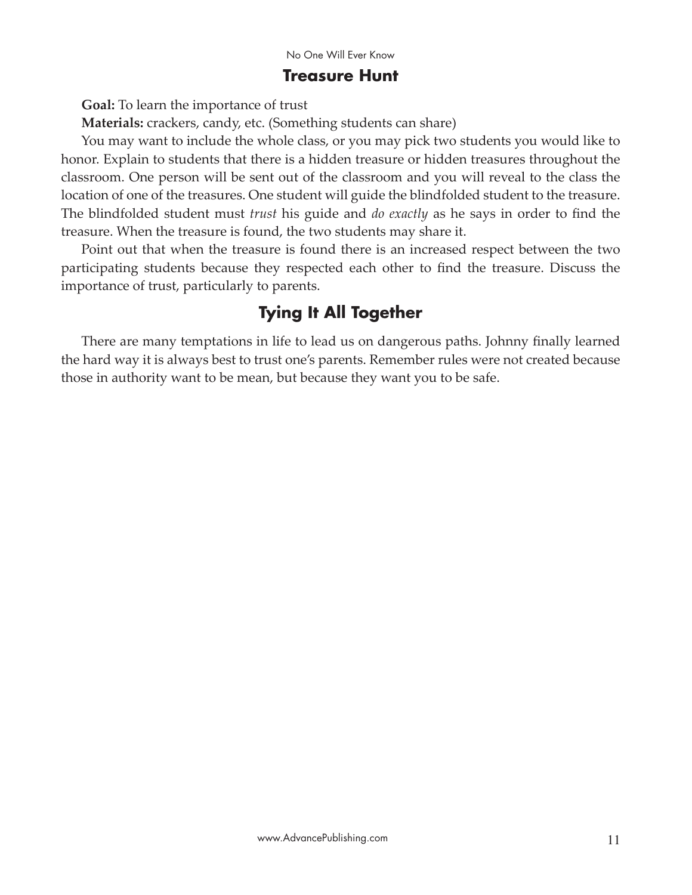## Treasure Hunt

**Goal:** To learn the importance of trust

**Materials:** crackers, candy, etc. (Something students can share)

You may want to include the whole class, or you may pick two students you would like to honor. Explain to students that there is a hidden treasure or hidden treasures throughout the classroom. One person will be sent out of the classroom and you will reveal to the class the location of one of the treasures. One student will guide the blindfolded student to the treasure. The blindfolded student must *trust* his guide and *do exactly* as he says in order to find the treasure. When the treasure is found, the two students may share it.

Point out that when the treasure is found there is an increased respect between the two participating students because they respected each other to find the treasure. Discuss the importance of trust, particularly to parents.

## Tying It All Together

There are many temptations in life to lead us on dangerous paths. Johnny finally learned the hard way it is always best to trust one's parents. Remember rules were not created because those in authority want to be mean, but because they want you to be safe.